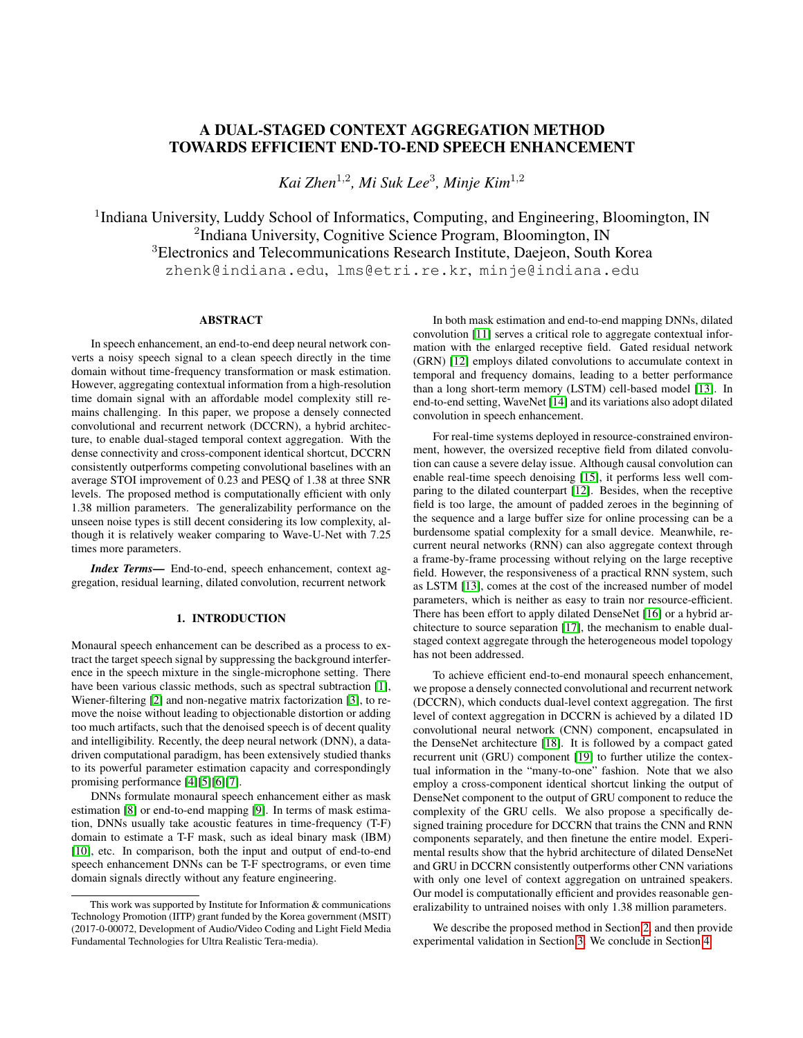# A DUAL-STAGED CONTEXT AGGREGATION METHOD TOWARDS EFFICIENT END-TO-END SPEECH ENHANCEMENT

*Kai Zhen*[1,2], *Mi Suk Lee*[3], *Minje Kim*[1,2]

[1]Indiana University, Luddy School of Informatics, Computing, and Engineering, Bloomington, IN
[2]Indiana University, Cognitive Science Program, Bloomington, IN
[3]Electronics and Telecommunications Research Institute, Daejeon, South Korea
zhenk@indiana.edu, lms@etri.re.kr, minje@indiana.edu

## ABSTRACT

In speech enhancement, an end-to-end deep neural network converts a noisy speech signal to a clean speech directly in the time domain without time-frequency transformation or mask estimation. However, aggregating contextual information from a high-resolution time domain signal with an affordable model complexity still remains challenging. In this paper, we propose a densely connected convolutional and recurrent network (DCCRN), a hybrid architecture, to enable dual-staged temporal context aggregation. With the dense connectivity and cross-component identical shortcut, DCCRN consistently outperforms competing convolutional baselines with an average STOI improvement of 0.23 and PESQ of 1.38 at three SNR levels. The proposed method is computationally efficient with only 1.38 million parameters. The generalizability performance on the unseen noise types is still decent considering its low complexity, although it is relatively weaker comparing to Wave-U-Net with 7.25 times more parameters.

***Index Terms—*** End-to-end, speech enhancement, context aggregation, residual learning, dilated convolution, recurrent network

## 1. INTRODUCTION

Monaural speech enhancement can be described as a process to extract the target speech signal by suppressing the background interference in the speech mixture in the single-microphone setting. There have been various classic methods, such as spectral subtraction [1], Wiener-filtering [2] and non-negative matrix factorization [3], to remove the noise without leading to objectionable distortion or adding too much artifacts, such that the denoised speech is of decent quality and intelligibility. Recently, the deep neural network (DNN), a data-driven computational paradigm, has been extensively studied thanks to its powerful parameter estimation capacity and correspondingly promising performance [4][5][6][7].

DNNs formulate monaural speech enhancement either as mask estimation [8] or end-to-end mapping [9]. In terms of mask estimation, DNNs usually take acoustic features in time-frequency (T-F) domain to estimate a T-F mask, such as ideal binary mask (IBM) [10], etc. In comparison, both the input and output of end-to-end speech enhancement DNNs can be T-F spectrograms, or even time domain signals directly without any feature engineering.

In both mask estimation and end-to-end mapping DNNs, dilated convolution [11] serves a critical role to aggregate contextual information with the enlarged receptive field. Gated residual network (GRN) [12] employs dilated convolutions to accumulate context in temporal and frequency domains, leading to a better performance than a long short-term memory (LSTM) cell-based model [13]. In end-to-end setting, WaveNet [14] and its variations also adopt dilated convolution in speech enhancement.

For real-time systems deployed in resource-constrained environment, however, the oversized receptive field from dilated convolution can cause a severe delay issue. Although causal convolution can enable real-time speech denoising [15], it performs less well comparing to the dilated counterpart [12]. Besides, when the receptive field is too large, the amount of padded zeroes in the beginning of the sequence and a large buffer size for online processing can be a burdensome spatial complexity for a small device. Meanwhile, recurrent neural networks (RNN) can also aggregate context through a frame-by-frame processing without relying on the large receptive field. However, the responsiveness of a practical RNN system, such as LSTM [13], comes at the cost of the increased number of model parameters, which is neither as easy to train nor resource-efficient. There has been effort to apply dilated DenseNet [16] or a hybrid architecture to source separation [17], the mechanism to enable dual-staged context aggregate through the heterogeneous model topology has not been addressed.

To achieve efficient end-to-end monaural speech enhancement, we propose a densely connected convolutional and recurrent network (DCCRN), which conducts dual-level context aggregation. The first level of context aggregation in DCCRN is achieved by a dilated 1D convolutional neural network (CNN) component, encapsulated in the DenseNet architecture [18]. It is followed by a compact gated recurrent unit (GRU) component [19] to further utilize the contextual information in the "many-to-one" fashion. Note that we also employ a cross-component identical shortcut linking the output of DenseNet component to the output of GRU component to reduce the complexity of the GRU cells. We also propose a specifically designed training procedure for DCCRN that trains the CNN and RNN components separately, and then finetune the entire model. Experimental results show that the hybrid architecture of dilated DenseNet and GRU in DCCRN consistently outperforms other CNN variations with only one level of context aggregation on untrained speakers. Our model is computationally efficient and provides reasonable generalizability to untrained noises with only 1.38 million parameters.

We describe the proposed method in Section 2, and then provide experimental validation in Section 3. We conclude in Section 4.

This work was supported by Institute for Information & communications Technology Promotion (IITP) grant funded by the Korea government (MSIT) (2017-0-00072, Development of Audio/Video Coding and Light Field Media Fundamental Technologies for Ultra Realistic Tera-media).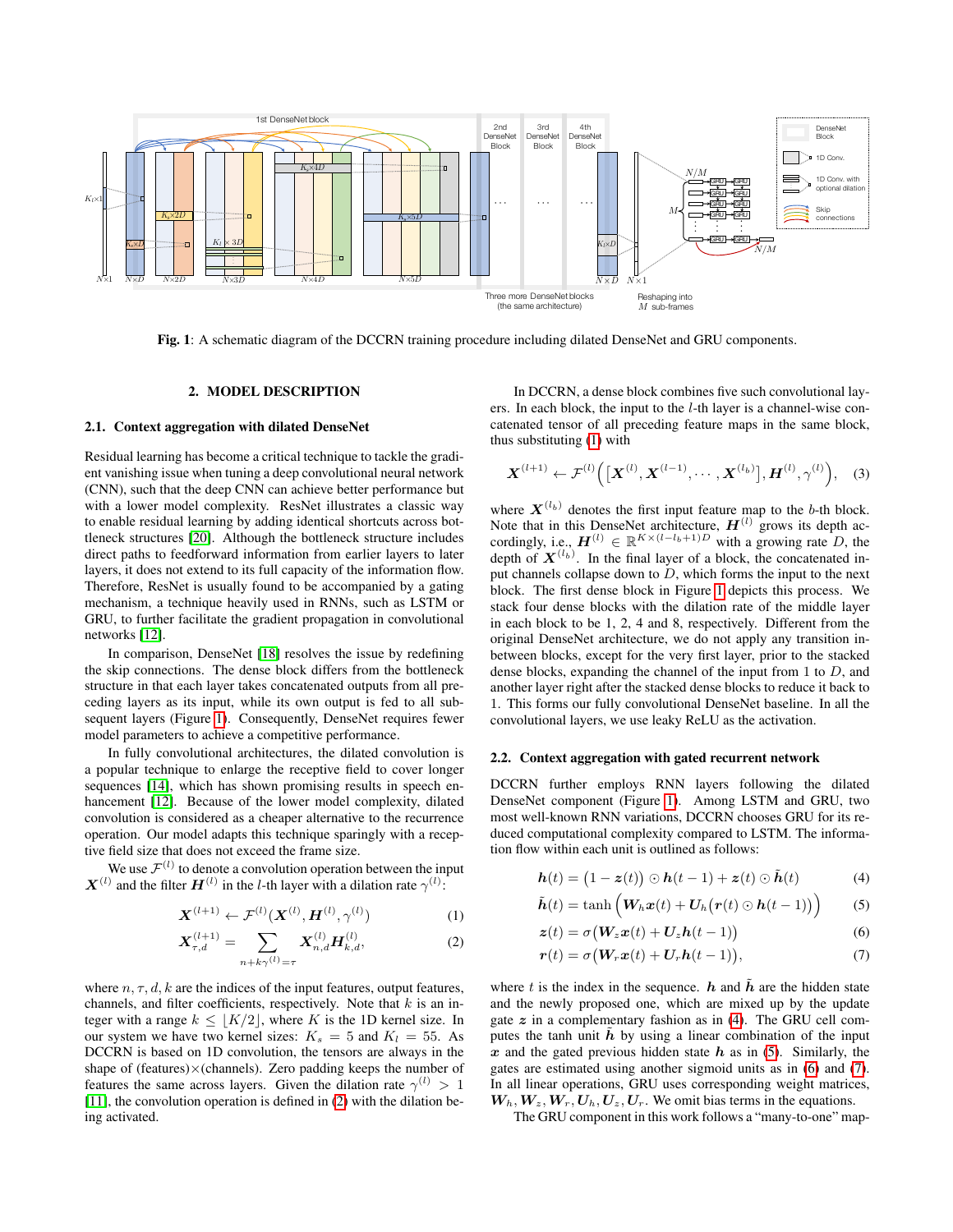**Fig. 1**: A schematic diagram of the DCCRN training procedure including dilated DenseNet and GRU components.

## 2. MODEL DESCRIPTION

### 2.1. Context aggregation with dilated DenseNet

Residual learning has become a critical technique to tackle the gradient vanishing issue when tuning a deep convolutional neural network (CNN), such that the deep CNN can achieve better performance but with a lower model complexity. ResNet illustrates a classic way to enable residual learning by adding identical shortcuts across bottleneck structures [20]. Although the bottleneck structure includes direct paths to feedforward information from earlier layers to later layers, it does not extend to its full capacity of the information flow. Therefore, ResNet is usually found to be accompanied by a gating mechanism, a technique heavily used in RNNs, such as LSTM or GRU, to further facilitate the gradient propagation in convolutional networks [12].

In comparison, DenseNet [18] resolves the issue by redefining the skip connections. The dense block differs from the bottleneck structure in that each layer takes concatenated outputs from all preceding layers as its input, while its own output is fed to all subsequent layers (Figure 1). Consequently, DenseNet requires fewer model parameters to achieve a competitive performance.

In fully convolutional architectures, the dilated convolution is a popular technique to enlarge the receptive field to cover longer sequences [14], which has shown promising results in speech enhancement [12]. Because of the lower model complexity, dilated convolution is considered as a cheaper alternative to the recurrence operation. Our model adapts this technique sparingly with a receptive field size that does not exceed the frame size.

We use $\mathcal{F}^{(l)}$ to denote a convolution operation between the input $\boldsymbol{X}^{(l)}$ and the filter $\boldsymbol{H}^{(l)}$ in the $l$-th layer with a dilation rate $\gamma^{(l)}$:

$$\boldsymbol{X}^{(l+1)} \leftarrow \mathcal{F}^{(l)}(\boldsymbol{X}^{(l)}, \boldsymbol{H}^{(l)}, \gamma^{(l)}) \tag{1}$$

$$\boldsymbol{X}^{(l+1)}_{\tau,d} = \sum_{n+k\gamma^{(l)}=\tau} \boldsymbol{X}^{(l)}_{n,d} \boldsymbol{H}^{(l)}_{k,d}, \tag{2}$$

where $n, \tau, d, k$ are the indices of the input features, output features, channels, and filter coefficients, respectively. Note that $k$ is an integer with a range $k \le \lfloor K/2 \rfloor$, where $K$ is the 1D kernel size. In our system we have two kernel sizes: $K_s = 5$ and $K_l = 55$. As DCCRN is based on 1D convolution, the tensors are always in the shape of (features)×(channels). Zero padding keeps the number of features the same across layers. Given the dilation rate $\gamma^{(l)} > 1$ [11], the convolution operation is defined in (2) with the dilation being activated.

In DCCRN, a dense block combines five such convolutional layers. In each block, the input to the $l$-th layer is a channel-wise concatenated tensor of all preceding feature maps in the same block, thus substituting (1) with

$$\boldsymbol{X}^{(l+1)} \leftarrow \mathcal{F}^{(l)}\Big(\big[\boldsymbol{X}^{(l)}, \boldsymbol{X}^{(l-1)}, \cdots, \boldsymbol{X}^{(l_b)}\big], \boldsymbol{H}^{(l)}, \gamma^{(l)}\Big), \tag{3}$$

where $\boldsymbol{X}^{(l_b)}$ denotes the first input feature map to the $b$-th block. Note that in this DenseNet architecture, $\boldsymbol{H}^{(l)}$ grows its depth accordingly, i.e., $\boldsymbol{H}^{(l)} \in \mathbb{R}^{K\times(l-l_b+1)D}$ with a growing rate $D$, the depth of $\boldsymbol{X}^{(l_b)}$. In the final layer of a block, the concatenated input channels collapse down to $D$, which forms the input to the next block. The first dense block in Figure 1 depicts this process. We stack four dense blocks with the dilation rate of the middle layer in each block to be 1, 2, 4 and 8, respectively. Different from the original DenseNet architecture, we do not apply any transition in-between blocks, except for the very first layer, prior to the stacked dense blocks, expanding the channel of the input from 1 to $D$, and another layer right after the stacked dense blocks to reduce it back to 1. This forms our fully convolutional DenseNet baseline. In all the convolutional layers, we use leaky ReLU as the activation.

### 2.2. Context aggregation with gated recurrent network

DCCRN further employs RNN layers following the dilated DenseNet component (Figure 1). Among LSTM and GRU, two most well-known RNN variations, DCCRN chooses GRU for its reduced computational complexity compared to LSTM. The information flow within each unit is outlined as follows:

$$\boldsymbol{h}(t) = \big(1 - \boldsymbol{z}(t)\big) \odot \boldsymbol{h}(t-1) + \boldsymbol{z}(t) \odot \tilde{\boldsymbol{h}}(t) \tag{4}$$

$$\tilde{\boldsymbol{h}}(t) = \tanh\Big(\boldsymbol{W}_h \boldsymbol{x}(t) + \boldsymbol{U}_h\big(\boldsymbol{r}(t) \odot \boldsymbol{h}(t-1)\big)\Big) \tag{5}$$

$$\boldsymbol{z}(t) = \sigma\big(\boldsymbol{W}_z \boldsymbol{x}(t) + \boldsymbol{U}_z \boldsymbol{h}(t-1)\big) \tag{6}$$

$$\boldsymbol{r}(t) = \sigma\big(\boldsymbol{W}_r \boldsymbol{x}(t) + \boldsymbol{U}_r \boldsymbol{h}(t-1)\big), \tag{7}$$

where $t$ is the index in the sequence. $\boldsymbol{h}$ and $\tilde{\boldsymbol{h}}$ are the hidden state and the newly proposed one, which are mixed up by the update gate $\boldsymbol{z}$ in a complementary fashion as in (4). The GRU cell computes the tanh unit $\tilde{\boldsymbol{h}}$ by using a linear combination of the input $\boldsymbol{x}$ and the gated previous hidden state $\boldsymbol{h}$ as in (5). Similarly, the gates are estimated using another sigmoid units as in (6) and (7). In all linear operations, GRU uses corresponding weight matrices, $\boldsymbol{W}_h, \boldsymbol{W}_z, \boldsymbol{W}_r, \boldsymbol{U}_h, \boldsymbol{U}_z, \boldsymbol{U}_r$. We omit bias terms in the equations.

The GRU component in this work follows a "many-to-one" map-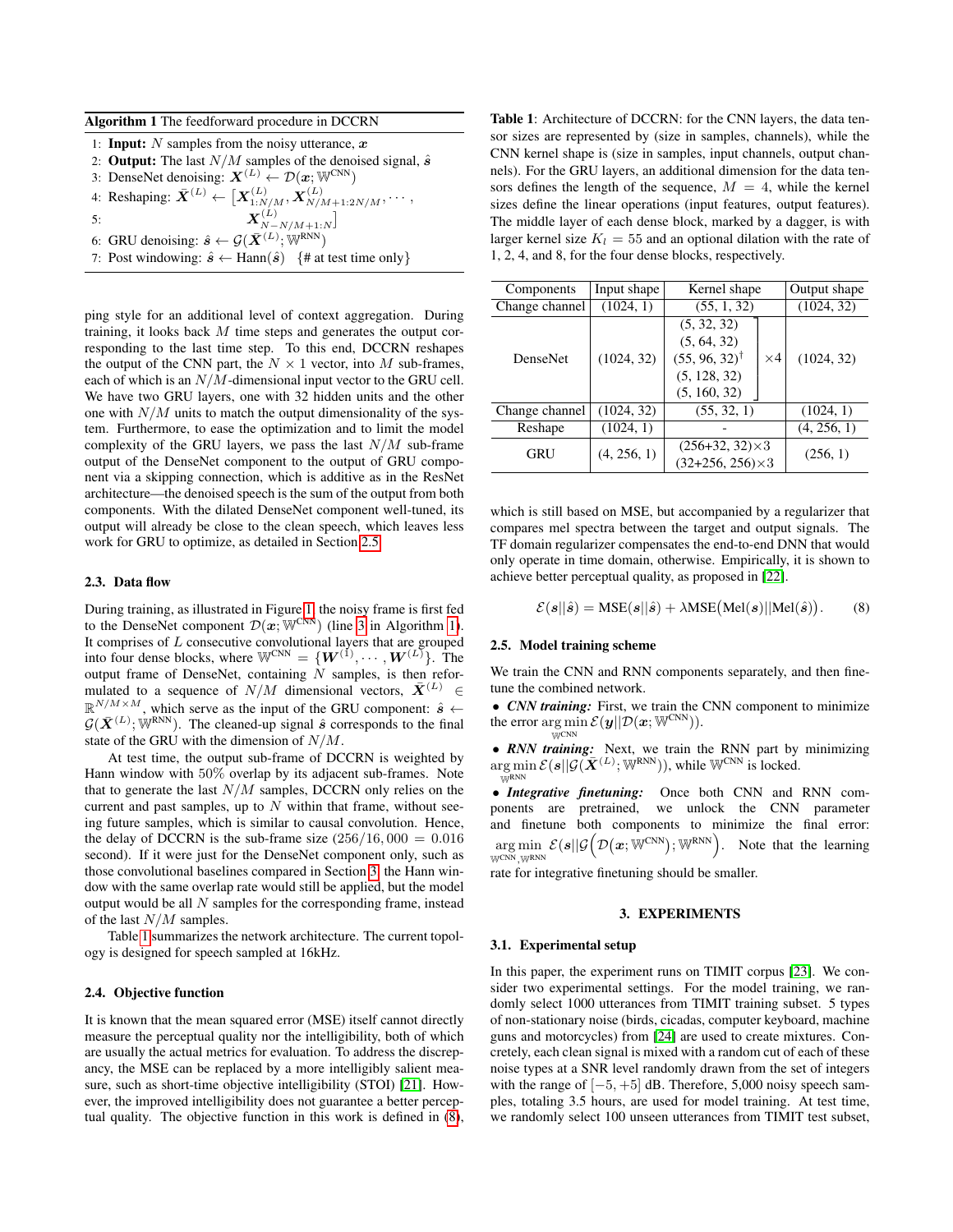**Algorithm 1** The feedforward procedure in DCCRN

```
1: Input: N samples from the noisy utterance, x
2: Output: The last N/M samples of the denoised signal, ŝ
3: DenseNet denoising: X^(L) ← D(x; W^CNN)
4: Reshaping: X̄^(L) ← [X^(L)_{1:N/M}, X^(L)_{N/M+1:2N/M}, ··· ,
5:                     X^(L)_{N−N/M+1:N}]
6: GRU denoising: ŝ ← G(X̄^(L); W^RNN)
7: Post windowing: ŝ ← Hann(ŝ)   {# at test time only}
```

ping style for an additional level of context aggregation. During training, it looks back $M$ time steps and generates the output corresponding to the last time step. To this end, DCCRN reshapes the output of the CNN part, the $N \times 1$ vector, into $M$ sub-frames, each of which is an $N/M$-dimensional input vector to the GRU cell. We have two GRU layers, one with 32 hidden units and the other one with $N/M$ units to match the output dimensionality of the system. Furthermore, to ease the optimization and to limit the model complexity of the GRU layers, we pass the last $N/M$ sub-frame output of the DenseNet component to the output of GRU component via a skipping connection, which is additive as in the ResNet architecture—the denoised speech is the sum of the output from both components. With the dilated DenseNet component well-tuned, its output will already be close to the clean speech, which leaves less work for GRU to optimize, as detailed in Section 2.5.

### 2.3. Data flow

During training, as illustrated in Figure 1, the noisy frame is first fed to the DenseNet component $\mathcal{D}(\boldsymbol{x}; \mathbb{W}^{\text{CNN}})$ (line 3 in Algorithm 1). It comprises of $L$ consecutive convolutional layers that are grouped into four dense blocks, where $\mathbb{W}^{\text{CNN}} = \{\boldsymbol{W}^{(1)}, \cdots, \boldsymbol{W}^{(L)}\}$. The output frame of DenseNet, containing $N$ samples, is then reformulated to a sequence of $N/M$ dimensional vectors, $\bar{\boldsymbol{X}}^{(L)} \in \mathbb{R}^{N/M \times M}$, which serve as the input of the GRU component: $\hat{\boldsymbol{s}} \leftarrow \mathcal{G}(\bar{\boldsymbol{X}}^{(L)}; \mathbb{W}^{\text{RNN}})$. The cleaned-up signal $\hat{\boldsymbol{s}}$ corresponds to the final state of the GRU with the dimension of $N/M$.

At test time, the output sub-frame of DCCRN is weighted by Hann window with 50% overlap by its adjacent sub-frames. Note that to generate the last $N/M$ samples, DCCRN only relies on the current and past samples, up to $N$ within that frame, without seeing future samples, which is similar to causal convolution. Hence, the delay of DCCRN is the sub-frame size ($256/16,000 = 0.016$ second). If it were just for the DenseNet component only, such as those convolutional baselines compared in Section 3, the Hann window with the same overlap rate would still be applied, but the model output would be all $N$ samples for the corresponding frame, instead of the last $N/M$ samples.

Table 1 summarizes the network architecture. The current topology is designed for speech sampled at 16kHz.

### 2.4. Objective function

It is known that the mean squared error (MSE) itself cannot directly measure the perceptual quality nor the intelligibility, both of which are usually the actual metrics for evaluation. To address the discrepancy, the MSE can be replaced by a more intelligibly salient measure, such as short-time objective intelligibility (STOI) [21]. However, the improved intelligibility does not guarantee a better perceptual quality. The objective function in this work is defined in (8),

**Table 1**: Architecture of DCCRN: for the CNN layers, the data tensor sizes are represented by (size in samples, channels), while the CNN kernel shape is (size in samples, input channels, output channels). For the GRU layers, an additional dimension for the data tensors defines the length of the sequence, $M = 4$, while the kernel sizes define the linear operations (input features, output features). The middle layer of each dense block, marked by a dagger, is with larger kernel size $K_l = 55$ and an optional dilation with the rate of 1, 2, 4, and 8, for the four dense blocks, respectively.

| Components | Input shape | Kernel shape | | Output shape |
|---|---|---|---|---|
| Change channel | (1024, 1) | (55, 1, 32) | | (1024, 32) |
| DenseNet | (1024, 32) | (5, 32, 32)<br>(5, 64, 32)<br>(55, 96, 32)$^\dagger$<br>(5, 128, 32)<br>(5, 160, 32) | ×4 | (1024, 32) |
| Change channel | (1024, 32) | (55, 32, 1) | | (1024, 1) |
| Reshape | (1024, 1) | - | | (4, 256, 1) |
| GRU | (4, 256, 1) | (256+32, 32)×3<br>(32+256, 256)×3 | | (256, 1) |

which is still based on MSE, but accompanied by a regularizer that compares mel spectra between the target and output signals. The TF domain regularizer compensates the end-to-end DNN that would only operate in time domain, otherwise. Empirically, it is shown to achieve better perceptual quality, as proposed in [22].

$$\mathcal{E}(\boldsymbol{s}||\hat{\boldsymbol{s}}) = \text{MSE}(\boldsymbol{s}||\hat{\boldsymbol{s}}) + \lambda \text{MSE}\big(\text{Mel}(\boldsymbol{s})||\text{Mel}(\hat{\boldsymbol{s}})\big). \tag{8}$$

### 2.5. Model training scheme

We train the CNN and RNN components separately, and then finetune the combined network.

- ***CNN training:*** First, we train the CNN component to minimize the error $\arg\min_{\mathbb{W}^{\text{CNN}}} \mathcal{E}(\boldsymbol{y}||\mathcal{D}(\boldsymbol{x}; \mathbb{W}^{\text{CNN}}))$.
- ***RNN training:*** Next, we train the RNN part by minimizing $\arg\min_{\mathbb{W}^{\text{RNN}}} \mathcal{E}(\boldsymbol{s}||\mathcal{G}(\bar{\boldsymbol{X}}^{(L)}; \mathbb{W}^{\text{RNN}}))$, while $\mathbb{W}^{\text{CNN}}$ is locked.
- ***Integrative finetuning:*** Once both CNN and RNN components are pretrained, we unlock the CNN parameter and finetune both components to minimize the final error: $\arg\min_{\mathbb{W}^{\text{CNN}}, \mathbb{W}^{\text{RNN}}} \mathcal{E}\Big(\boldsymbol{s}||\mathcal{G}\Big(\mathcal{D}\big(\boldsymbol{x}; \mathbb{W}^{\text{CNN}}\big); \mathbb{W}^{\text{RNN}}\Big)$. Note that the learning rate for integrative finetuning should be smaller.

## 3. EXPERIMENTS

### 3.1. Experimental setup

In this paper, the experiment runs on TIMIT corpus [23]. We consider two experimental settings. For the model training, we randomly select 1000 utterances from TIMIT training subset. 5 types of non-stationary noise (birds, cicadas, computer keyboard, machine guns and motorcycles) from [24] are used to create mixtures. Concretely, each clean signal is mixed with a random cut of each of these noise types at a SNR level randomly drawn from the set of integers with the range of $[-5, +5]$ dB. Therefore, 5,000 noisy speech samples, totaling 3.5 hours, are used for model training. At test time, we randomly select 100 unseen utterances from TIMIT test subset,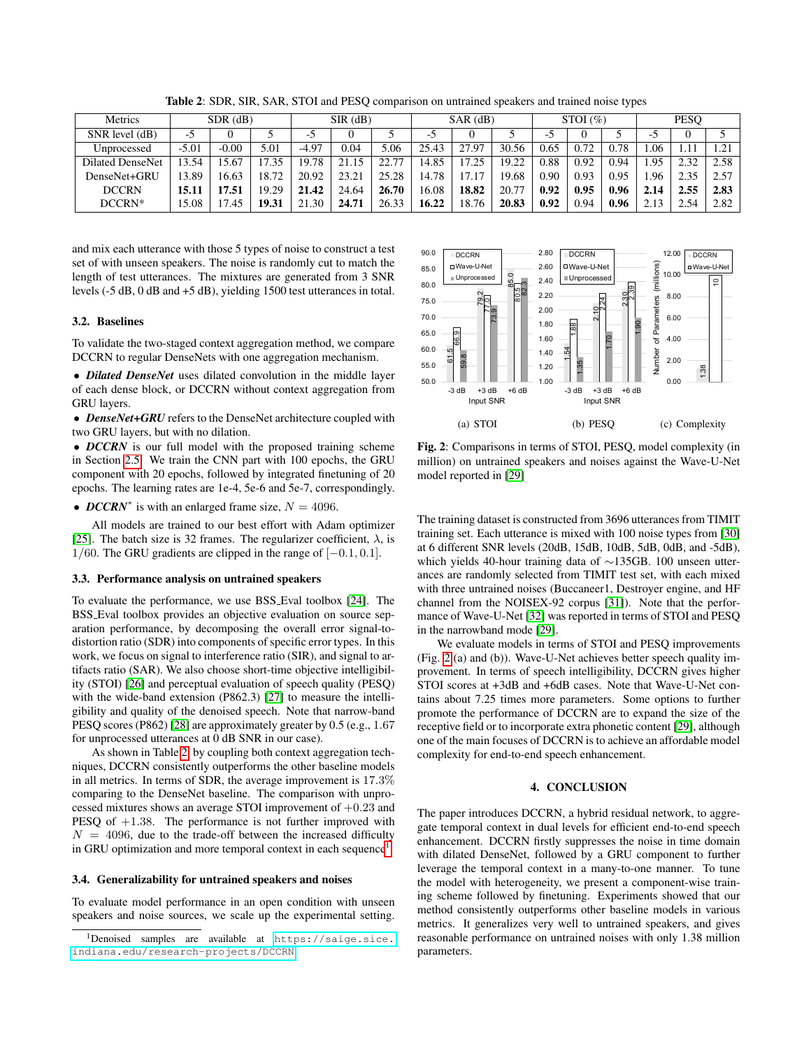**Table 2**: SDR, SIR, SAR, STOI and PESQ comparison on untrained speakers and trained noise types

| Metrics | SDR (dB) | | | SIR (dB) | | | SAR (dB) | | | STOI (%) | | | PESQ | | |
|---|---|---|---|---|---|---|---|---|---|---|---|---|---|---|---|
| SNR level (dB) | -5 | 0 | 5 | -5 | 0 | 5 | -5 | 0 | 5 | -5 | 0 | 5 | -5 | 0 | 5 |
| Unprocessed | -5.01 | -0.00 | 5.01 | -4.97 | 0.04 | 5.06 | 25.43 | 27.97 | 30.56 | 0.65 | 0.72 | 0.78 | 1.06 | 1.11 | 1.21 |
| Dilated DenseNet | 13.54 | 15.67 | 17.35 | 19.78 | 21.15 | 22.77 | 14.85 | 17.25 | 19.22 | 0.88 | 0.92 | 0.94 | 1.95 | 2.32 | 2.58 |
| DenseNet+GRU | 13.89 | 16.63 | 18.72 | 20.92 | 23.21 | 25.28 | 14.78 | 17.17 | 19.68 | 0.90 | 0.93 | 0.95 | 1.96 | 2.35 | 2.57 |
| DCCRN | **15.11** | **17.51** | 19.29 | **21.42** | 24.64 | **26.70** | 16.08 | **18.82** | 20.77 | **0.92** | **0.95** | **0.96** | **2.14** | **2.55** | **2.83** |
| DCCRN* | 15.08 | 17.45 | **19.31** | 21.30 | **24.71** | 26.33 | **16.22** | 18.76 | **20.83** | **0.92** | 0.94 | **0.96** | 2.13 | 2.54 | 2.82 |

and mix each utterance with those 5 types of noise to construct a test set of with unseen speakers. The noise is randomly cut to match the length of test utterances. The mixtures are generated from 3 SNR levels (-5 dB, 0 dB and +5 dB), yielding 1500 test utterances in total.

### 3.2. Baselines

To validate the two-staged context aggregation method, we compare DCCRN to regular DenseNets with one aggregation mechanism.

- ***Dilated DenseNet*** uses dilated convolution in the middle layer of each dense block, or DCCRN without context aggregation from GRU layers.
- ***DenseNet+GRU*** refers to the DenseNet architecture coupled with two GRU layers, but with no dilation.
- ***DCCRN*** is our full model with the proposed training scheme in Section 2.5. We train the CNN part with 100 epochs, the GRU component with 20 epochs, followed by integrated finetuning of 20 epochs. The learning rates are 1e-4, 5e-6 and 5e-7, correspondingly.
- ***DCCRN****** is with an enlarged frame size, $N = 4096$.

All models are trained to our best effort with Adam optimizer [25]. The batch size is 32 frames. The regularizer coefficient, $\lambda$, is $1/60$. The GRU gradients are clipped in the range of $[-0.1, 0.1]$.

### 3.3. Performance analysis on untrained speakers

To evaluate the performance, we use BSS_Eval toolbox [24]. The BSS_Eval toolbox provides an objective evaluation on source separation performance, by decomposing the overall error signal-to-distortion ratio (SDR) into components of specific error types. In this work, we focus on signal to interference ratio (SIR), and signal to artifacts ratio (SAR). We also choose short-time objective intelligibility (STOI) [26] and perceptual evaluation of speech quality (PESQ) with the wide-band extension (P862.3) [27] to measure the intelligibility and quality of the denoised speech. Note that narrow-band PESQ scores (P862) [28] are approximately greater by 0.5 (e.g., 1.67 for unprocessed utterances at 0 dB SNR in our case).

As shown in Table 2, by coupling both context aggregation techniques, DCCRN consistently outperforms the other baseline models in all metrics. In terms of SDR, the average improvement is 17.3% comparing to the DenseNet baseline. The comparison with unprocessed mixtures shows an average STOI improvement of $+0.23$ and PESQ of $+1.38$. The performance is not further improved with $N = 4096$, due to the trade-off between the increased difficulty in GRU optimization and more temporal context in each sequence[1].

### 3.4. Generalizability for untrained speakers and noises

To evaluate model performance in an open condition with unseen speakers and noise sources, we scale up the experimental setting.

[1]Denoised samples are available at https://saige.sice.indiana.edu/research-projects/DCCRN

(a) STOI (b) PESQ (c) Complexity

**Fig. 2**: Comparisons in terms of STOI, PESQ, model complexity (in million) on untrained speakers and noises against the Wave-U-Net model reported in [29]

The training dataset is constructed from 3696 utterances from TIMIT training set. Each utterance is mixed with 100 noise types from [30] at 6 different SNR levels (20dB, 15dB, 10dB, 5dB, 0dB, and -5dB), which yields 40-hour training data of ∼135GB. 100 unseen utterances are randomly selected from TIMIT test set, with each mixed with three untrained noises (Buccaneer1, Destroyer engine, and HF channel from the NOISEX-92 corpus [31]). Note that the performance of Wave-U-Net [32] was reported in terms of STOI and PESQ in the narrowband mode [29].

We evaluate models in terms of STOI and PESQ improvements (Fig. 2 (a) and (b)). Wave-U-Net achieves better speech quality improvement. In terms of speech intelligibility, DCCRN gives higher STOI scores at +3dB and +6dB cases. Note that Wave-U-Net contains about 7.25 times more parameters. Some options to further promote the performance of DCCRN are to expand the size of the receptive field or to incorporate extra phonetic content [29], although one of the main focuses of DCCRN is to achieve an affordable model complexity for end-to-end speech enhancement.

## 4. CONCLUSION

The paper introduces DCCRN, a hybrid residual network, to aggregate temporal context in dual levels for efficient end-to-end speech enhancement. DCCRN firstly suppresses the noise in time domain with dilated DenseNet, followed by a GRU component to further leverage the temporal context in a many-to-one manner. To tune the model with heterogeneity, we present a component-wise training scheme followed by finetuning. Experiments showed that our method consistently outperforms other baseline models in various metrics. It generalizes very well to untrained speakers, and gives reasonable performance on untrained noises with only 1.38 million parameters.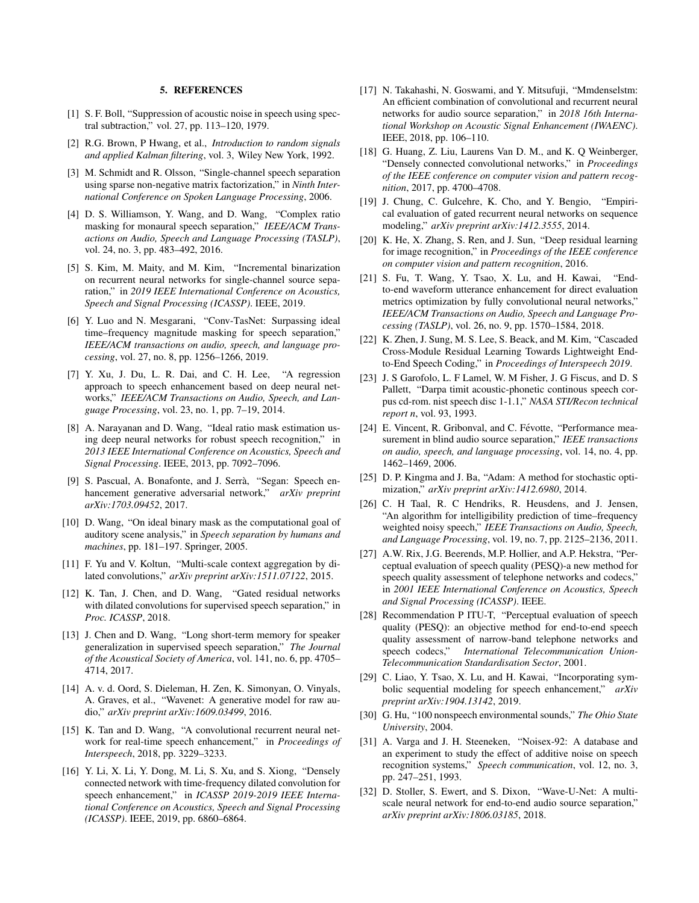## 5. REFERENCES

[1] S. F. Boll, "Suppression of acoustic noise in speech using spectral subtraction," vol. 27, pp. 113–120, 1979.

[2] R.G. Brown, P Hwang, et al., *Introduction to random signals and applied Kalman filtering*, vol. 3, Wiley New York, 1992.

[3] M. Schmidt and R. Olsson, "Single-channel speech separation using sparse non-negative matrix factorization," in *Ninth International Conference on Spoken Language Processing*, 2006.

[4] D. S. Williamson, Y. Wang, and D. Wang, "Complex ratio masking for monaural speech separation," *IEEE/ACM Transactions on Audio, Speech and Language Processing (TASLP)*, vol. 24, no. 3, pp. 483–492, 2016.

[5] S. Kim, M. Maity, and M. Kim, "Incremental binarization on recurrent neural networks for single-channel source separation," in *2019 IEEE International Conference on Acoustics, Speech and Signal Processing (ICASSP)*. IEEE, 2019.

[6] Y. Luo and N. Mesgarani, "Conv-TasNet: Surpassing ideal time–frequency magnitude masking for speech separation," *IEEE/ACM transactions on audio, speech, and language processing*, vol. 27, no. 8, pp. 1256–1266, 2019.

[7] Y. Xu, J. Du, L. R. Dai, and C. H. Lee, "A regression approach to speech enhancement based on deep neural networks," *IEEE/ACM Transactions on Audio, Speech, and Language Processing*, vol. 23, no. 1, pp. 7–19, 2014.

[8] A. Narayanan and D. Wang, "Ideal ratio mask estimation using deep neural networks for robust speech recognition," in *2013 IEEE International Conference on Acoustics, Speech and Signal Processing*. IEEE, 2013, pp. 7092–7096.

[9] S. Pascual, A. Bonafonte, and J. Serrà, "Segan: Speech enhancement generative adversarial network," *arXiv preprint arXiv:1703.09452*, 2017.

[10] D. Wang, "On ideal binary mask as the computational goal of auditory scene analysis," in *Speech separation by humans and machines*, pp. 181–197. Springer, 2005.

[11] F. Yu and V. Koltun, "Multi-scale context aggregation by dilated convolutions," *arXiv preprint arXiv:1511.07122*, 2015.

[12] K. Tan, J. Chen, and D. Wang, "Gated residual networks with dilated convolutions for supervised speech separation," in *Proc. ICASSP*, 2018.

[13] J. Chen and D. Wang, "Long short-term memory for speaker generalization in supervised speech separation," *The Journal of the Acoustical Society of America*, vol. 141, no. 6, pp. 4705–4714, 2017.

[14] A. v. d. Oord, S. Dieleman, H. Zen, K. Simonyan, O. Vinyals, A. Graves, et al., "Wavenet: A generative model for raw audio," *arXiv preprint arXiv:1609.03499*, 2016.

[15] K. Tan and D. Wang, "A convolutional recurrent neural network for real-time speech enhancement," in *Proceedings of Interspeech*, 2018, pp. 3229–3233.

[16] Y. Li, X. Li, Y. Dong, M. Li, S. Xu, and S. Xiong, "Densely connected network with time-frequency dilated convolution for speech enhancement," in *ICASSP 2019-2019 IEEE International Conference on Acoustics, Speech and Signal Processing (ICASSP)*. IEEE, 2019, pp. 6860–6864.

[17] N. Takahashi, N. Goswami, and Y. Mitsufuji, "Mmdenselstm: An efficient combination of convolutional and recurrent neural networks for audio source separation," in *2018 16th International Workshop on Acoustic Signal Enhancement (IWAENC)*. IEEE, 2018, pp. 106–110.

[18] G. Huang, Z. Liu, Laurens Van D. M., and K. Q Weinberger, "Densely connected convolutional networks," in *Proceedings of the IEEE conference on computer vision and pattern recognition*, 2017, pp. 4700–4708.

[19] J. Chung, C. Gulcehre, K. Cho, and Y. Bengio, "Empirical evaluation of gated recurrent neural networks on sequence modeling," *arXiv preprint arXiv:1412.3555*, 2014.

[20] K. He, X. Zhang, S. Ren, and J. Sun, "Deep residual learning for image recognition," in *Proceedings of the IEEE conference on computer vision and pattern recognition*, 2016.

[21] S. Fu, T. Wang, Y. Tsao, X. Lu, and H. Kawai, "End-to-end waveform utterance enhancement for direct evaluation metrics optimization by fully convolutional neural networks," *IEEE/ACM Transactions on Audio, Speech and Language Processing (TASLP)*, vol. 26, no. 9, pp. 1570–1584, 2018.

[22] K. Zhen, J. Sung, M. S. Lee, S. Beack, and M. Kim, "Cascaded Cross-Module Residual Learning Towards Lightweight End-to-End Speech Coding," in *Proceedings of Interspeech 2019*.

[23] J. S Garofolo, L. F Lamel, W. M Fisher, J. G Fiscus, and D. S Pallett, "Darpa timit acoustic-phonetic continous speech corpus cd-rom. nist speech disc 1-1.1," *NASA STI/Recon technical report n*, vol. 93, 1993.

[24] E. Vincent, R. Gribonval, and C. Févotte, "Performance measurement in blind audio source separation," *IEEE transactions on audio, speech, and language processing*, vol. 14, no. 4, pp. 1462–1469, 2006.

[25] D. P. Kingma and J. Ba, "Adam: A method for stochastic optimization," *arXiv preprint arXiv:1412.6980*, 2014.

[26] C. H Taal, R. C Hendriks, R. Heusdens, and J. Jensen, "An algorithm for intelligibility prediction of time–frequency weighted noisy speech," *IEEE Transactions on Audio, Speech, and Language Processing*, vol. 19, no. 7, pp. 2125–2136, 2011.

[27] A.W. Rix, J.G. Beerends, M.P. Hollier, and A.P. Hekstra, "Perceptual evaluation of speech quality (PESQ)-a new method for speech quality assessment of telephone networks and codecs," in *2001 IEEE International Conference on Acoustics, Speech and Signal Processing (ICASSP)*. IEEE.

[28] Recommendation P ITU-T, "Perceptual evaluation of speech quality (PESQ): an objective method for end-to-end speech quality assessment of narrow-band telephone networks and speech codecs," *International Telecommunication Union-Telecommunication Standardisation Sector*, 2001.

[29] C. Liao, Y. Tsao, X. Lu, and H. Kawai, "Incorporating symbolic sequential modeling for speech enhancement," *arXiv preprint arXiv:1904.13142*, 2019.

[30] G. Hu, "100 nonspeech environmental sounds," *The Ohio State University*, 2004.

[31] A. Varga and J. H. Steeneken, "Noisex-92: A database and an experiment to study the effect of additive noise on speech recognition systems," *Speech communication*, vol. 12, no. 3, pp. 247–251, 1993.

[32] D. Stoller, S. Ewert, and S. Dixon, "Wave-U-Net: A multi-scale neural network for end-to-end audio source separation," *arXiv preprint arXiv:1806.03185*, 2018.